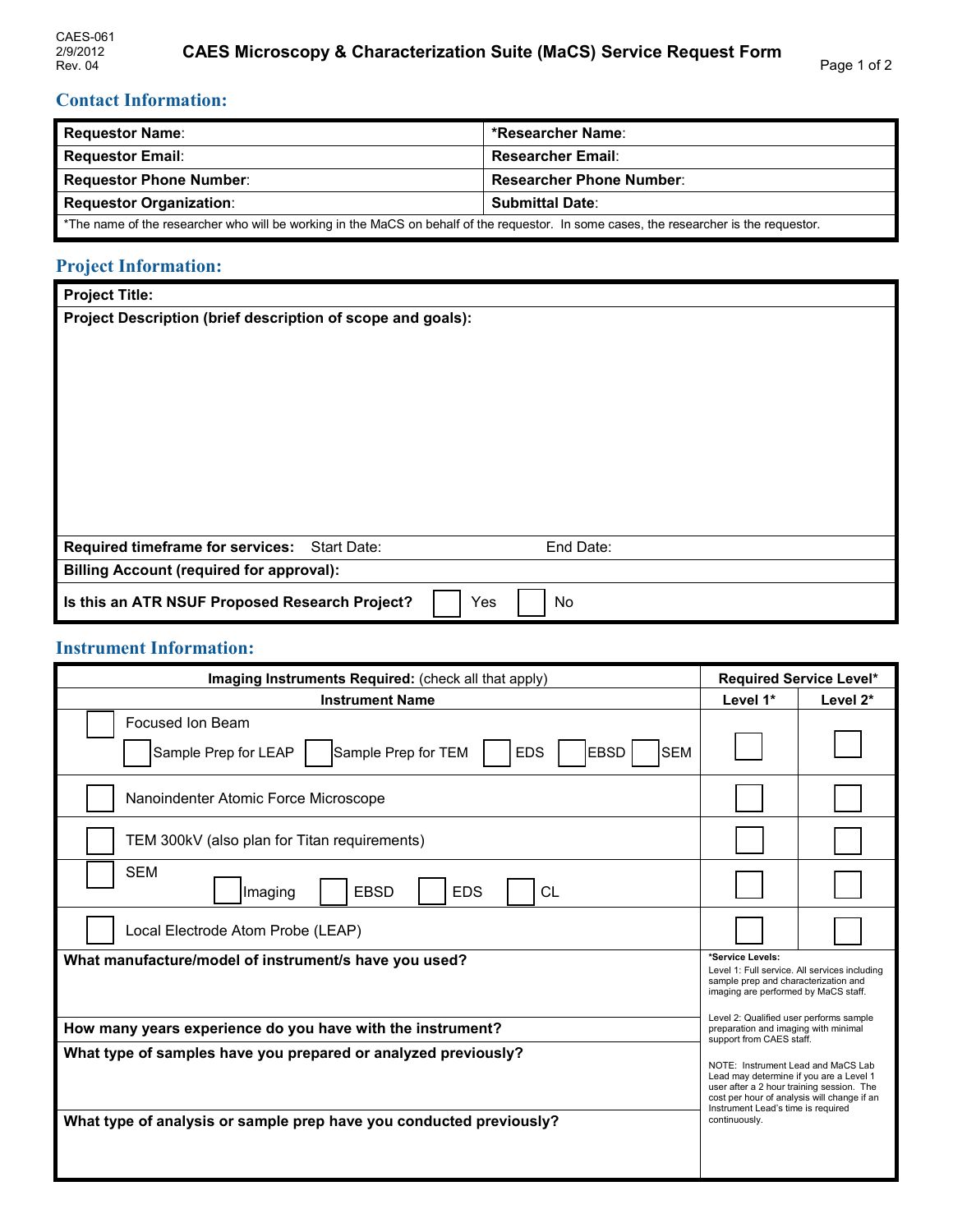CAES-061
2/9/2012
Rev. 04

# CAES Microscopy & Characterization Suite (MaCS) Service Request Form

## Contact Information:

| Requestor Name: | *Researcher Name: |
|---|---|
| Requestor Email: | Researcher Email: |
| Requestor Phone Number: | Researcher Phone Number: |
| Requestor Organization: | Submittal Date: |

*The name of the researcher who will be working in the MaCS on behalf of the requestor. In some cases, the researcher is the requestor.

## Project Information:

**Project Title:**

**Project Description (brief description of scope and goals):**

**Required timeframe for services:** Start Date: End Date:

**Billing Account (required for approval):**

**Is this an ATR NSUF Proposed Research Project?** ☐ Yes ☐ No

## Instrument Information:

| **Imaging Instruments Required:** (check all that apply) | **Required Service Level*** | |
|---|---|---|
| **Instrument Name** | **Level 1*** | **Level 2*** |
| ☐ Focused Ion Beam<br>☐ Sample Prep for LEAP ☐ Sample Prep for TEM ☐ EDS ☐ EBSD ☐ SEM | ☐ | ☐ |
| ☐ Nanoindenter Atomic Force Microscope | ☐ | ☐ |
| ☐ TEM 300kV (also plan for Titan requirements) | ☐ | ☐ |
| ☐ SEM<br>☐ Imaging ☐ EBSD ☐ EDS ☐ CL | ☐ | ☐ |
| ☐ Local Electrode Atom Probe (LEAP) | ☐ | ☐ |

**What manufacture/model of instrument/s have you used?**

**How many years experience do you have with the instrument?**

**What type of samples have you prepared or analyzed previously?**

**What type of analysis or sample prep have you conducted previously?**

***Service Levels:**

Level 1: Full service. All services including sample prep and characterization and imaging are performed by MaCS staff.

Level 2: Qualified user performs sample preparation and imaging with minimal support from CAES staff.

NOTE: Instrument Lead and MaCS Lab Lead may determine if you are a Level 1 user after a 2 hour training session. The cost per hour of analysis will change if an Instrument Lead's time is required continuously.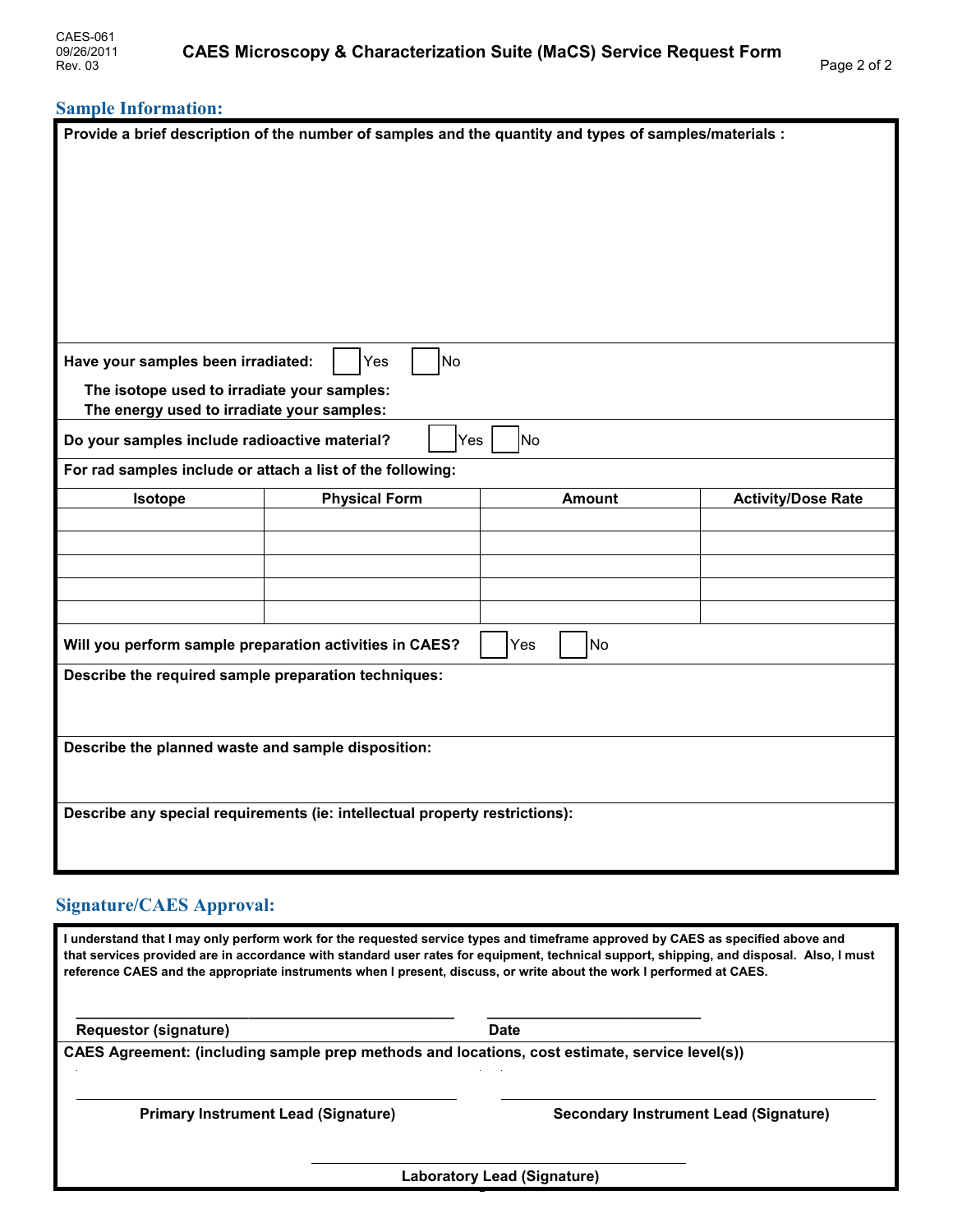## Sample Information:

**Provide a brief description of the number of samples and the quantity and types of samples/materials :**

**Have your samples been irradiated:** ☐ Yes ☐ No

**The isotope used to irradiate your samples:**

**The energy used to irradiate your samples:**

**Do your samples include radioactive material?** ☐ Yes ☐ No

**For rad samples include or attach a list of the following:**

| Isotope | Physical Form | Amount | Activity/Dose Rate |
|---|---|---|---|
| | | | |
| | | | |
| | | | |
| | | | |
| | | | |

**Will you perform sample preparation activities in CAES?** ☐ Yes ☐ No

**Describe the required sample preparation techniques:**

**Describe the planned waste and sample disposition:**

**Describe any special requirements (ie: intellectual property restrictions):**

## Signature/CAES Approval:

**I understand that I may only perform work for the requested service types and timeframe approved by CAES as specified above and that services provided are in accordance with standard user rates for equipment, technical support, shipping, and disposal. Also, I must reference CAES and the appropriate instruments when I present, discuss, or write about the work I performed at CAES.**

\_\_\_\_\_\_\_\_\_\_\_\_\_\_\_\_\_\_\_\_\_\_\_\_\_\_\_\_\_\_ \_\_\_\_\_\_\_\_\_\_\_\_\_\_\_\_\_\_\_\_

**Requestor (signature)** **Date**

**CAES Agreement: (including sample prep methods and locations, cost estimate, service level(s))**

\_\_\_\_\_\_\_\_\_\_\_\_\_\_\_\_\_\_\_\_\_\_\_\_\_\_\_\_\_\_ \_\_\_\_\_\_\_\_\_\_\_\_\_\_\_\_\_\_\_\_\_\_\_\_\_\_\_\_\_\_

**Primary Instrument Lead (Signature)** **Secondary Instrument Lead (Signature)**

\_\_\_\_\_\_\_\_\_\_\_\_\_\_\_\_\_\_\_\_\_\_\_\_\_\_\_\_\_\_

**Laboratory Lead (Signature)**